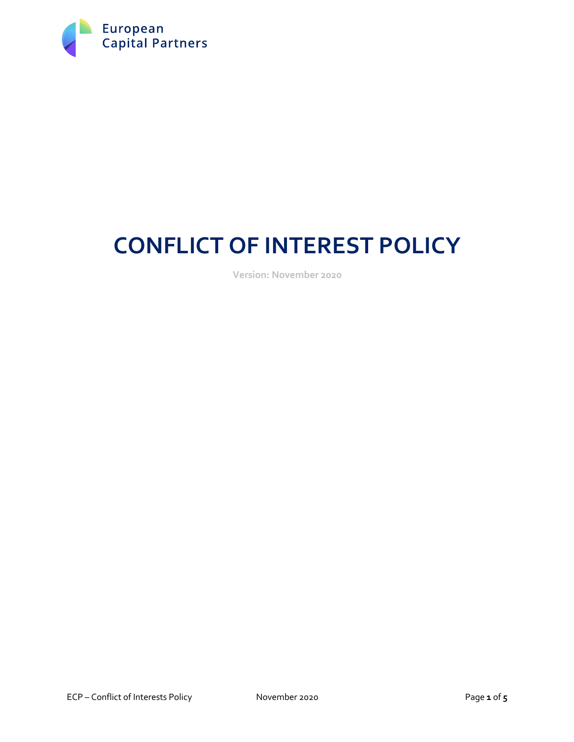European Capital Partners

# CONFLICT OF INTEREST POLICY

Version: November 2020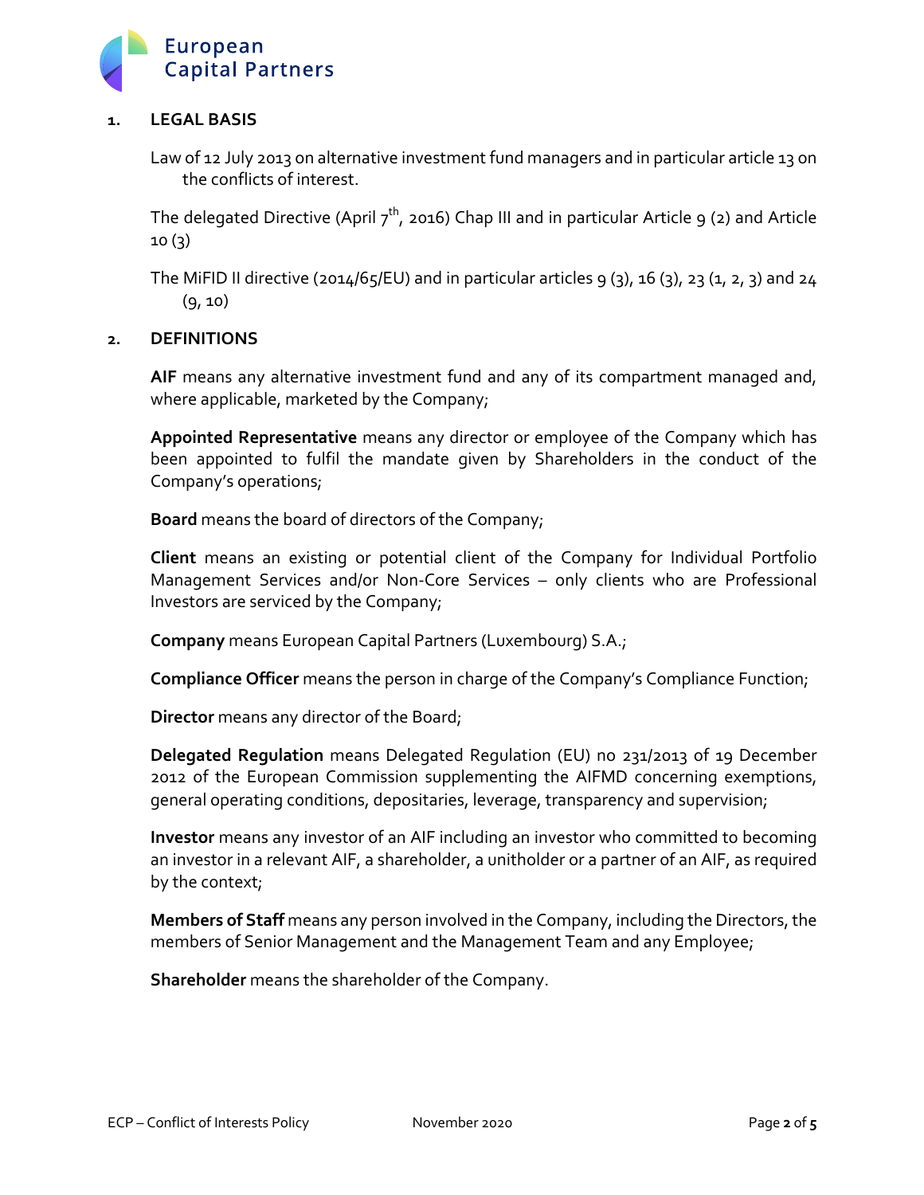## 1. LEGAL BASIS

Law of 12 July 2013 on alternative investment fund managers and in particular article 13 on the conflicts of interest.

The delegated Directive (April 7th, 2016) Chap III and in particular Article 9 (2) and Article 10 (3)

The MiFID II directive (2014/65/EU) and in particular articles 9 (3), 16 (3), 23 (1, 2, 3) and 24 (9, 10)

## 2. DEFINITIONS

**AIF** means any alternative investment fund and any of its compartment managed and, where applicable, marketed by the Company;

**Appointed Representative** means any director or employee of the Company which has been appointed to fulfil the mandate given by Shareholders in the conduct of the Company's operations;

**Board** means the board of directors of the Company;

**Client** means an existing or potential client of the Company for Individual Portfolio Management Services and/or Non-Core Services – only clients who are Professional Investors are serviced by the Company;

**Company** means European Capital Partners (Luxembourg) S.A.;

**Compliance Officer** means the person in charge of the Company's Compliance Function;

**Director** means any director of the Board;

**Delegated Regulation** means Delegated Regulation (EU) no 231/2013 of 19 December 2012 of the European Commission supplementing the AIFMD concerning exemptions, general operating conditions, depositaries, leverage, transparency and supervision;

**Investor** means any investor of an AIF including an investor who committed to becoming an investor in a relevant AIF, a shareholder, a unitholder or a partner of an AIF, as required by the context;

**Members of Staff** means any person involved in the Company, including the Directors, the members of Senior Management and the Management Team and any Employee;

**Shareholder** means the shareholder of the Company.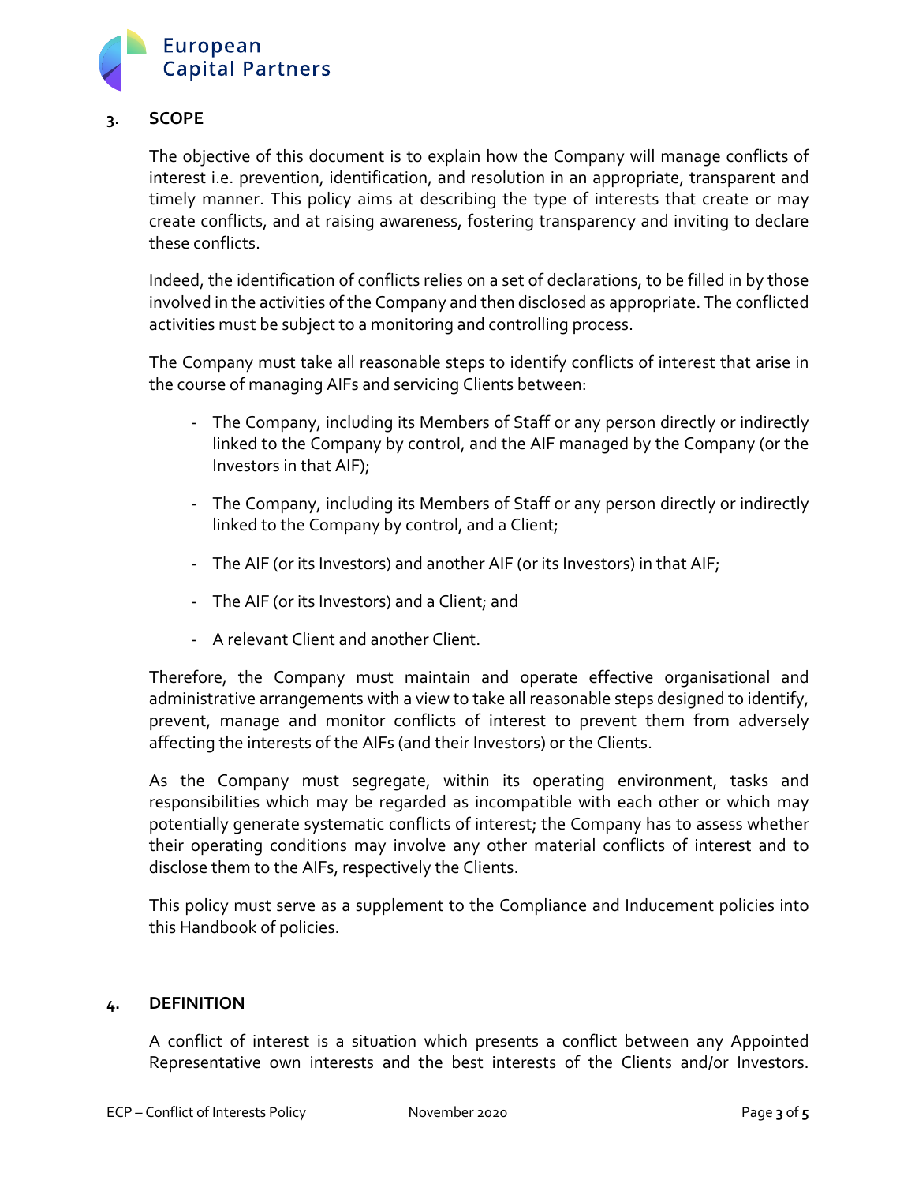## 3. SCOPE

The objective of this document is to explain how the Company will manage conflicts of interest i.e. prevention, identification, and resolution in an appropriate, transparent and timely manner. This policy aims at describing the type of interests that create or may create conflicts, and at raising awareness, fostering transparency and inviting to declare these conflicts.

Indeed, the identification of conflicts relies on a set of declarations, to be filled in by those involved in the activities of the Company and then disclosed as appropriate. The conflicted activities must be subject to a monitoring and controlling process.

The Company must take all reasonable steps to identify conflicts of interest that arise in the course of managing AIFs and servicing Clients between:

- The Company, including its Members of Staff or any person directly or indirectly linked to the Company by control, and the AIF managed by the Company (or the Investors in that AIF);
- The Company, including its Members of Staff or any person directly or indirectly linked to the Company by control, and a Client;
- The AIF (or its Investors) and another AIF (or its Investors) in that AIF;
- The AIF (or its Investors) and a Client; and
- A relevant Client and another Client.

Therefore, the Company must maintain and operate effective organisational and administrative arrangements with a view to take all reasonable steps designed to identify, prevent, manage and monitor conflicts of interest to prevent them from adversely affecting the interests of the AIFs (and their Investors) or the Clients.

As the Company must segregate, within its operating environment, tasks and responsibilities which may be regarded as incompatible with each other or which may potentially generate systematic conflicts of interest; the Company has to assess whether their operating conditions may involve any other material conflicts of interest and to disclose them to the AIFs, respectively the Clients.

This policy must serve as a supplement to the Compliance and Inducement policies into this Handbook of policies.

## 4. DEFINITION

A conflict of interest is a situation which presents a conflict between any Appointed Representative own interests and the best interests of the Clients and/or Investors.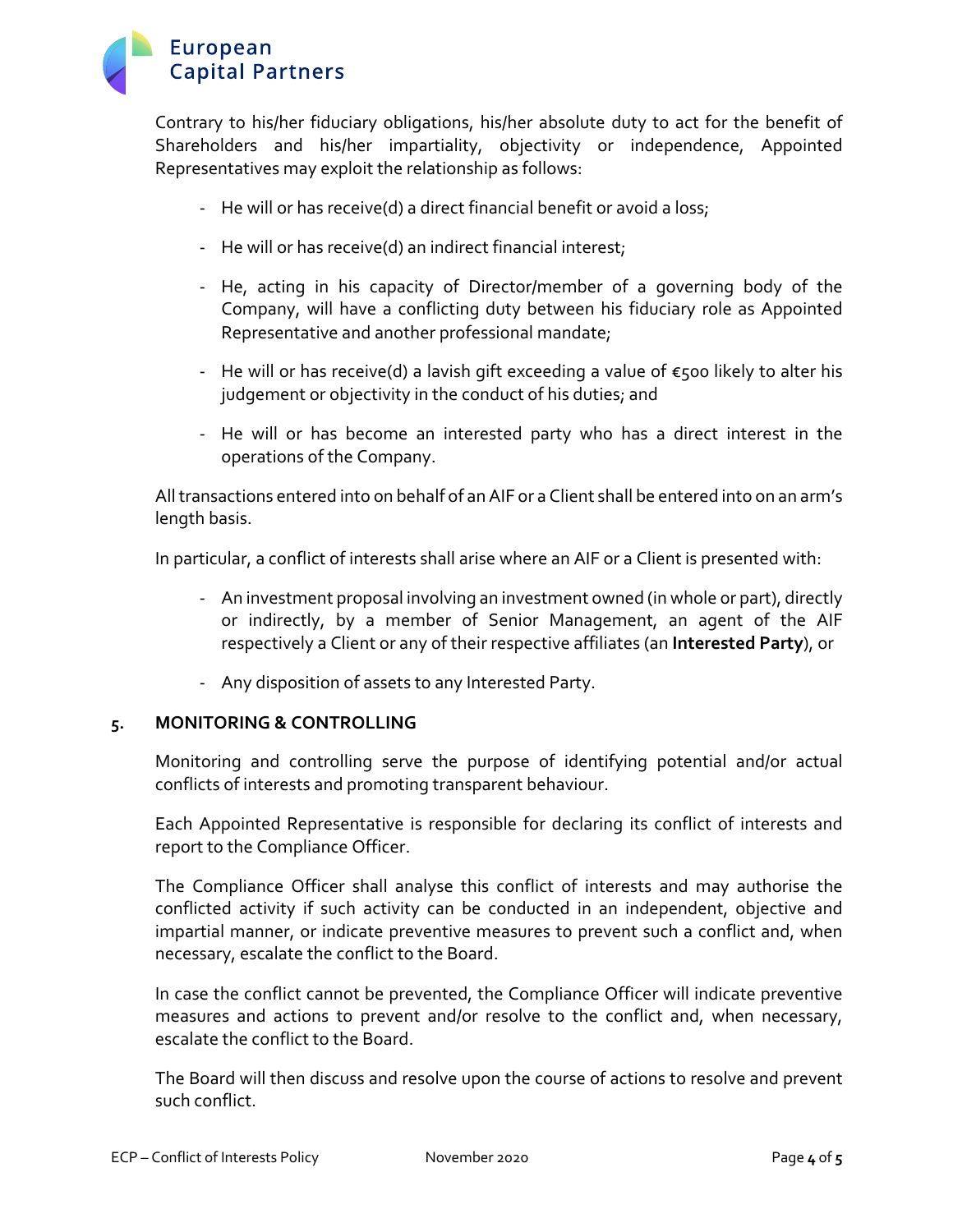Contrary to his/her fiduciary obligations, his/her absolute duty to act for the benefit of Shareholders and his/her impartiality, objectivity or independence, Appointed Representatives may exploit the relationship as follows:

- He will or has receive(d) a direct financial benefit or avoid a loss;
- He will or has receive(d) an indirect financial interest;
- He, acting in his capacity of Director/member of a governing body of the Company, will have a conflicting duty between his fiduciary role as Appointed Representative and another professional mandate;
- He will or has receive(d) a lavish gift exceeding a value of €500 likely to alter his judgement or objectivity in the conduct of his duties; and
- He will or has become an interested party who has a direct interest in the operations of the Company.

All transactions entered into on behalf of an AIF or a Client shall be entered into on an arm's length basis.

In particular, a conflict of interests shall arise where an AIF or a Client is presented with:

- An investment proposal involving an investment owned (in whole or part), directly or indirectly, by a member of Senior Management, an agent of the AIF respectively a Client or any of their respective affiliates (an **Interested Party**), or
- Any disposition of assets to any Interested Party.

## 5. MONITORING & CONTROLLING

Monitoring and controlling serve the purpose of identifying potential and/or actual conflicts of interests and promoting transparent behaviour.

Each Appointed Representative is responsible for declaring its conflict of interests and report to the Compliance Officer.

The Compliance Officer shall analyse this conflict of interests and may authorise the conflicted activity if such activity can be conducted in an independent, objective and impartial manner, or indicate preventive measures to prevent such a conflict and, when necessary, escalate the conflict to the Board.

In case the conflict cannot be prevented, the Compliance Officer will indicate preventive measures and actions to prevent and/or resolve to the conflict and, when necessary, escalate the conflict to the Board.

The Board will then discuss and resolve upon the course of actions to resolve and prevent such conflict.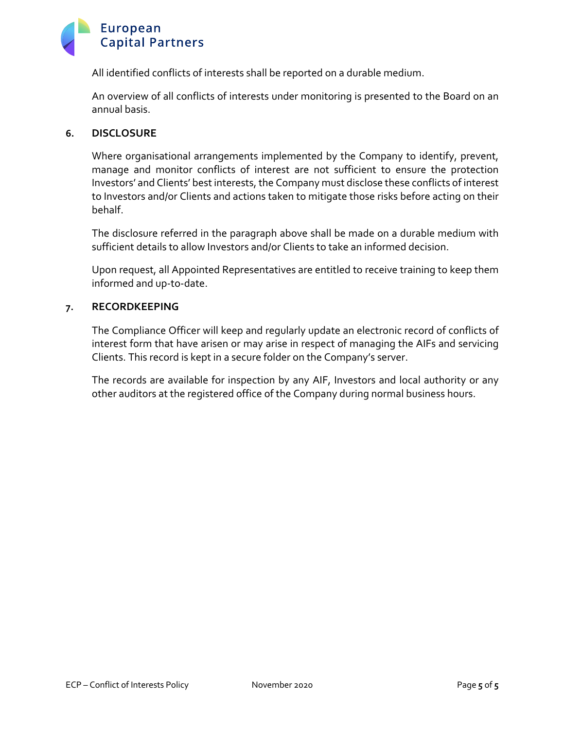All identified conflicts of interests shall be reported on a durable medium.

An overview of all conflicts of interests under monitoring is presented to the Board on an annual basis.

## 6. DISCLOSURE

Where organisational arrangements implemented by the Company to identify, prevent, manage and monitor conflicts of interest are not sufficient to ensure the protection Investors' and Clients' best interests, the Company must disclose these conflicts of interest to Investors and/or Clients and actions taken to mitigate those risks before acting on their behalf.

The disclosure referred in the paragraph above shall be made on a durable medium with sufficient details to allow Investors and/or Clients to take an informed decision.

Upon request, all Appointed Representatives are entitled to receive training to keep them informed and up-to-date.

## 7. RECORDKEEPING

The Compliance Officer will keep and regularly update an electronic record of conflicts of interest form that have arisen or may arise in respect of managing the AIFs and servicing Clients. This record is kept in a secure folder on the Company's server.

The records are available for inspection by any AIF, Investors and local authority or any other auditors at the registered office of the Company during normal business hours.